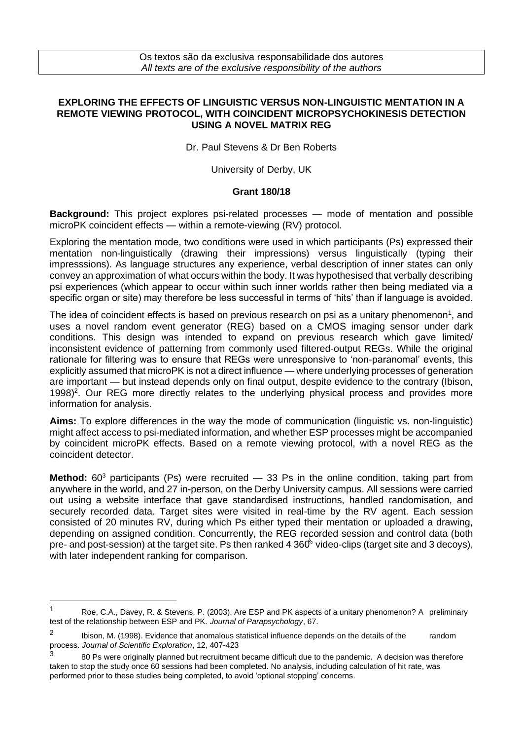Os textos são da exclusiva responsabilidade dos autores
*All texts are of the exclusive responsibility of the authors*

**EXPLORING THE EFFECTS OF LINGUISTIC VERSUS NON-LINGUISTIC MENTATION IN A REMOTE VIEWING PROTOCOL, WITH COINCIDENT MICROPSYCHOKINESIS DETECTION USING A NOVEL MATRIX REG**

Dr. Paul Stevens & Dr Ben Roberts

University of Derby, UK

**Grant 180/18**

**Background:** This project explores psi-related processes — mode of mentation and possible microPK coincident effects — within a remote-viewing (RV) protocol.

Exploring the mentation mode, two conditions were used in which participants (Ps) expressed their mentation non-linguistically (drawing their impressions) versus linguistically (typing their impresssions). As language structures any experience, verbal description of inner states can only convey an approximation of what occurs within the body. It was hypothesised that verbally describing psi experiences (which appear to occur within such inner worlds rather then being mediated via a specific organ or site) may therefore be less successful in terms of 'hits' than if language is avoided.

The idea of coincident effects is based on previous research on psi as a unitary phenomenon[1], and uses a novel random event generator (REG) based on a CMOS imaging sensor under dark conditions. This design was intended to expand on previous research which gave limited/ inconsistent evidence of patterning from commonly used filtered-output REGs. While the original rationale for filtering was to ensure that REGs were unresponsive to 'non-paranomal' events, this explicitly assumed that microPK is not a direct influence — where underlying processes of generation are important — but instead depends only on final output, despite evidence to the contrary (Ibison, 1998)[2]. Our REG more directly relates to the underlying physical process and provides more information for analysis.

**Aims:** To explore differences in the way the mode of communication (linguistic vs. non-linguistic) might affect access to psi-mediated information, and whether ESP processes might be accompanied by coincident microPK effects. Based on a remote viewing protocol, with a novel REG as the coincident detector.

**Method:** 60[3] participants (Ps) were recruited — 33 Ps in the online condition, taking part from anywhere in the world, and 27 in-person, on the Derby University campus. All sessions were carried out using a website interface that gave standardised instructions, handled randomisation, and securely recorded data. Target sites were visited in real-time by the RV agent. Each session consisted of 20 minutes RV, during which Ps either typed their mentation or uploaded a drawing, depending on assigned condition. Concurrently, the REG recorded session and control data (both pre- and post-session) at the target site. Ps then ranked 4 360° video-clips (target site and 3 decoys), with later independent ranking for comparison.

---

[1] Roe, C.A., Davey, R. & Stevens, P. (2003). Are ESP and PK aspects of a unitary phenomenon? A preliminary test of the relationship between ESP and PK. *Journal of Parapsychology*, 67.

[2] Ibison, M. (1998). Evidence that anomalous statistical influence depends on the details of the random process. *Journal of Scientific Exploration*, 12, 407-423

[3] 80 Ps were originally planned but recruitment became difficult due to the pandemic. A decision was therefore taken to stop the study once 60 sessions had been completed. No analysis, including calculation of hit rate, was performed prior to these studies being completed, to avoid 'optional stopping' concerns.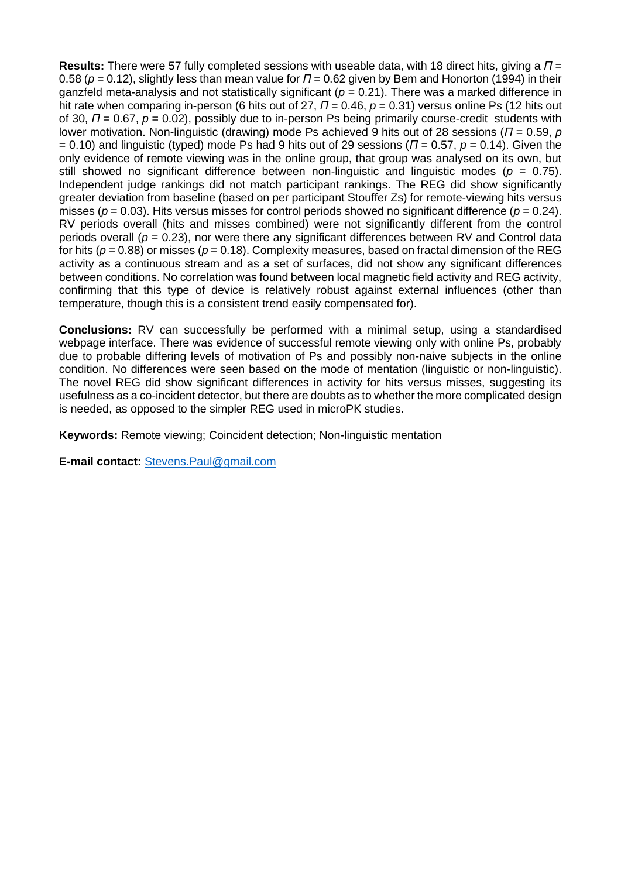**Results:** There were 57 fully completed sessions with useable data, with 18 direct hits, giving a $\Pi$ = 0.58 ($p$ = 0.12), slightly less than mean value for $\Pi$ = 0.62 given by Bem and Honorton (1994) in their ganzfeld meta-analysis and not statistically significant ($p$ = 0.21). There was a marked difference in hit rate when comparing in-person (6 hits out of 27, $\Pi$ = 0.46, $p$ = 0.31) versus online Ps (12 hits out of 30, $\Pi$ = 0.67, $p$ = 0.02), possibly due to in-person Ps being primarily course-credit students with lower motivation. Non-linguistic (drawing) mode Ps achieved 9 hits out of 28 sessions ($\Pi$ = 0.59, $p$ = 0.10) and linguistic (typed) mode Ps had 9 hits out of 29 sessions ($\Pi$ = 0.57, $p$ = 0.14). Given the only evidence of remote viewing was in the online group, that group was analysed on its own, but still showed no significant difference between non-linguistic and linguistic modes ($p$ = 0.75). Independent judge rankings did not match participant rankings. The REG did show significantly greater deviation from baseline (based on per participant Stouffer Zs) for remote-viewing hits versus misses ($p$ = 0.03). Hits versus misses for control periods showed no significant difference ($p$ = 0.24). RV periods overall (hits and misses combined) were not significantly different from the control periods overall ($p$ = 0.23), nor were there any significant differences between RV and Control data for hits ($p$ = 0.88) or misses ($p$ = 0.18). Complexity measures, based on fractal dimension of the REG activity as a continuous stream and as a set of surfaces, did not show any significant differences between conditions. No correlation was found between local magnetic field activity and REG activity, confirming that this type of device is relatively robust against external influences (other than temperature, though this is a consistent trend easily compensated for).

**Conclusions:** RV can successfully be performed with a minimal setup, using a standardised webpage interface. There was evidence of successful remote viewing only with online Ps, probably due to probable differing levels of motivation of Ps and possibly non-naive subjects in the online condition. No differences were seen based on the mode of mentation (linguistic or non-linguistic). The novel REG did show significant differences in activity for hits versus misses, suggesting its usefulness as a co-incident detector, but there are doubts as to whether the more complicated design is needed, as opposed to the simpler REG used in microPK studies.

**Keywords:** Remote viewing; Coincident detection; Non-linguistic mentation

**E-mail contact:** Stevens.Paul@gmail.com